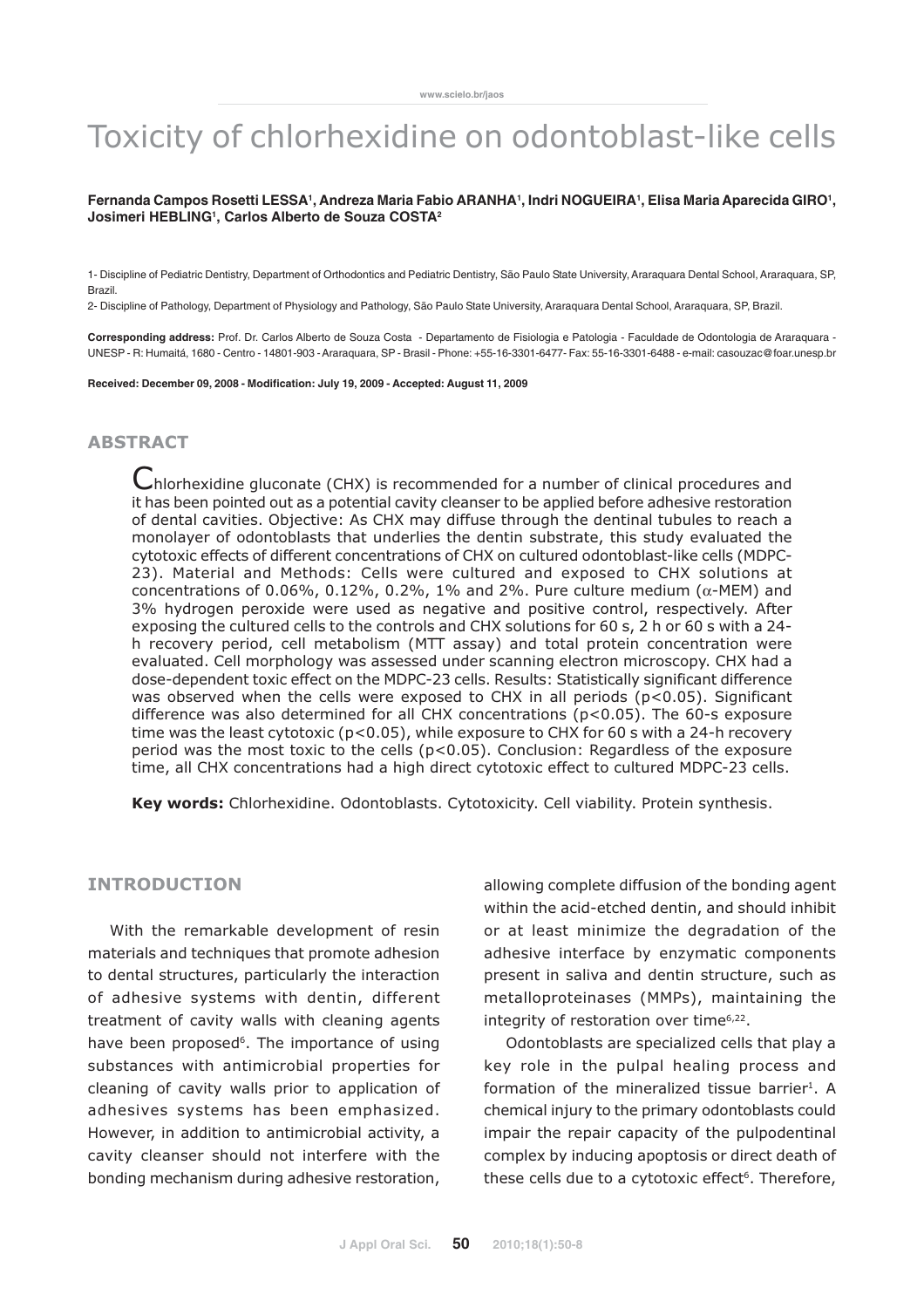# Toxicity of chlorhexidine on odontoblast-like cells

**Fernanda Campos Rosetti LESSA[1], Andreza Maria Fabio ARANHA[1], Indri NOGUEIRA[1], Elisa Maria Aparecida GIRO[1], Josimeri HEBLING[1], Carlos Alberto de Souza COSTA[2]**

1- Discipline of Pediatric Dentistry, Department of Orthodontics and Pediatric Dentistry, São Paulo State University, Araraquara Dental School, Araraquara, SP, Brazil.

2- Discipline of Pathology, Department of Physiology and Pathology, São Paulo State University, Araraquara Dental School, Araraquara, SP, Brazil.

**Corresponding address:** Prof. Dr. Carlos Alberto de Souza Costa - Departamento de Fisiologia e Patologia - Faculdade de Odontologia de Araraquara - UNESP - R: Humaitá, 1680 - Centro - 14801-903 - Araraquara, SP - Brasil - Phone: +55-16-3301-6477- Fax: 55-16-3301-6488 - e-mail: casouzac@foar.unesp.br

**Received: December 09, 2008 - Modification: July 19, 2009 - Accepted: August 11, 2009**

## ABSTRACT

Chlorhexidine gluconate (CHX) is recommended for a number of clinical procedures and it has been pointed out as a potential cavity cleanser to be applied before adhesive restoration of dental cavities. Objective: As CHX may diffuse through the dentinal tubules to reach a monolayer of odontoblasts that underlies the dentin substrate, this study evaluated the cytotoxic effects of different concentrations of CHX on cultured odontoblast-like cells (MDPC-23). Material and Methods: Cells were cultured and exposed to CHX solutions at concentrations of 0.06%, 0.12%, 0.2%, 1% and 2%. Pure culture medium ($\alpha$-MEM) and 3% hydrogen peroxide were used as negative and positive control, respectively. After exposing the cultured cells to the controls and CHX solutions for 60 s, 2 h or 60 s with a 24-h recovery period, cell metabolism (MTT assay) and total protein concentration were evaluated. Cell morphology was assessed under scanning electron microscopy. CHX had a dose-dependent toxic effect on the MDPC-23 cells. Results: Statistically significant difference was observed when the cells were exposed to CHX in all periods ($p<0.05$). Significant difference was also determined for all CHX concentrations ($p<0.05$). The 60-s exposure time was the least cytotoxic ($p<0.05$), while exposure to CHX for 60 s with a 24-h recovery period was the most toxic to the cells ($p<0.05$). Conclusion: Regardless of the exposure time, all CHX concentrations had a high direct cytotoxic effect to cultured MDPC-23 cells.

**Key words:** Chlorhexidine. Odontoblasts. Cytotoxicity. Cell viability. Protein synthesis.

## INTRODUCTION

With the remarkable development of resin materials and techniques that promote adhesion to dental structures, particularly the interaction of adhesive systems with dentin, different treatment of cavity walls with cleaning agents have been proposed[6]. The importance of using substances with antimicrobial properties for cleaning of cavity walls prior to application of adhesives systems has been emphasized. However, in addition to antimicrobial activity, a cavity cleanser should not interfere with the bonding mechanism during adhesive restoration, allowing complete diffusion of the bonding agent within the acid-etched dentin, and should inhibit or at least minimize the degradation of the adhesive interface by enzymatic components present in saliva and dentin structure, such as metalloproteinases (MMPs), maintaining the integrity of restoration over time[6,22].

Odontoblasts are specialized cells that play a key role in the pulpal healing process and formation of the mineralized tissue barrier[1]. A chemical injury to the primary odontoblasts could impair the repair capacity of the pulpodentinal complex by inducing apoptosis or direct death of these cells due to a cytotoxic effect[6]. Therefore,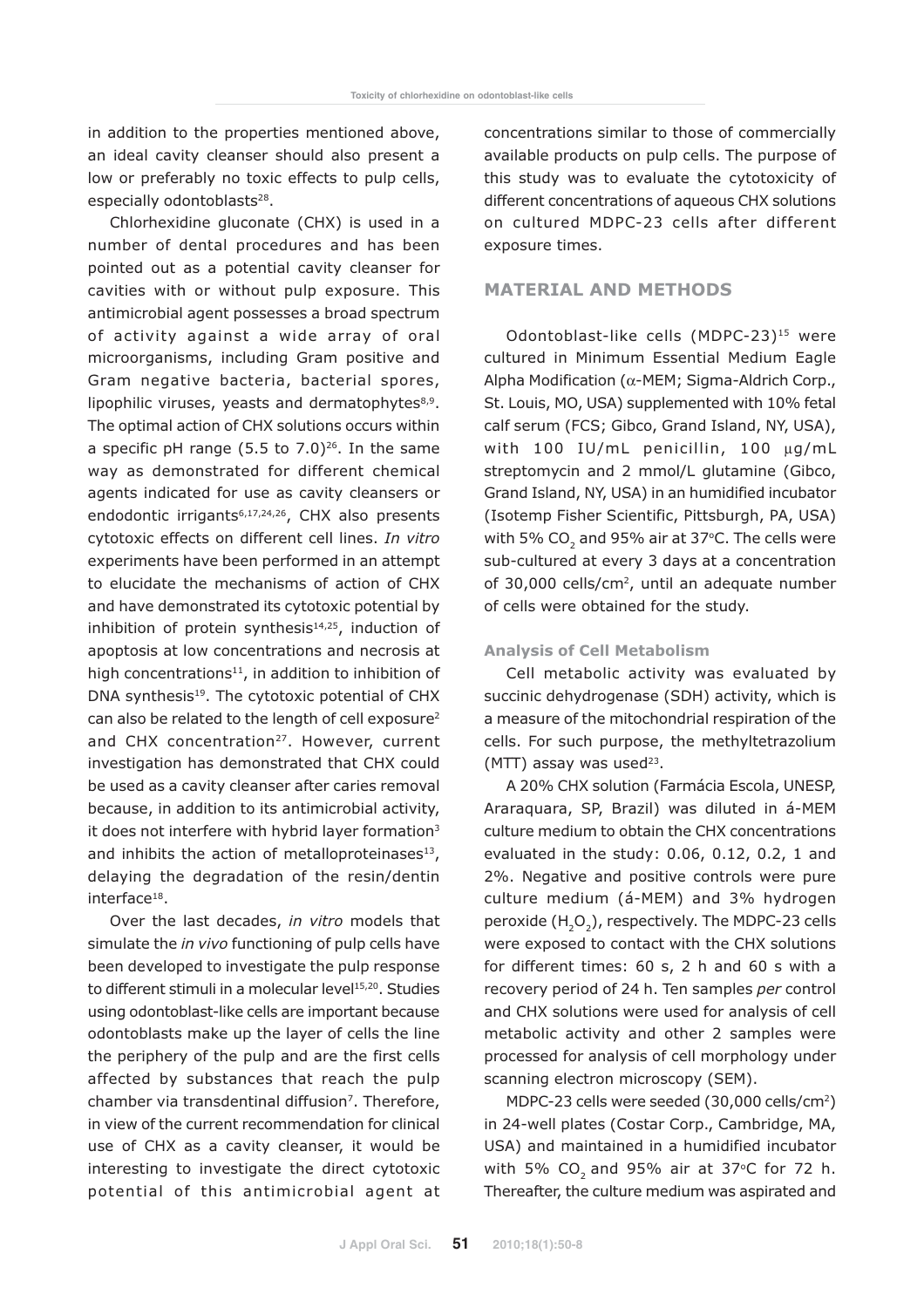in addition to the properties mentioned above, an ideal cavity cleanser should also present a low or preferably no toxic effects to pulp cells, especially odontoblasts[28].

Chlorhexidine gluconate (CHX) is used in a number of dental procedures and has been pointed out as a potential cavity cleanser for cavities with or without pulp exposure. This antimicrobial agent possesses a broad spectrum of activity against a wide array of oral microorganisms, including Gram positive and Gram negative bacteria, bacterial spores, lipophilic viruses, yeasts and dermatophytes[8,9]. The optimal action of CHX solutions occurs within a specific pH range (5.5 to 7.0)[26]. In the same way as demonstrated for different chemical agents indicated for use as cavity cleansers or endodontic irrigants[6,17,24,26], CHX also presents cytotoxic effects on different cell lines. *In vitro* experiments have been performed in an attempt to elucidate the mechanisms of action of CHX and have demonstrated its cytotoxic potential by inhibition of protein synthesis[14,25], induction of apoptosis at low concentrations and necrosis at high concentrations[11], in addition to inhibition of DNA synthesis[19]. The cytotoxic potential of CHX can also be related to the length of cell exposure[2] and CHX concentration[27]. However, current investigation has demonstrated that CHX could be used as a cavity cleanser after caries removal because, in addition to its antimicrobial activity, it does not interfere with hybrid layer formation[3] and inhibits the action of metalloproteinases[13], delaying the degradation of the resin/dentin interface[18].

Over the last decades, *in vitro* models that simulate the *in vivo* functioning of pulp cells have been developed to investigate the pulp response to different stimuli in a molecular level[15,20]. Studies using odontoblast-like cells are important because odontoblasts make up the layer of cells the line the periphery of the pulp and are the first cells affected by substances that reach the pulp chamber via transdentinal diffusion[7]. Therefore, in view of the current recommendation for clinical use of CHX as a cavity cleanser, it would be interesting to investigate the direct cytotoxic potential of this antimicrobial agent at concentrations similar to those of commercially available products on pulp cells. The purpose of this study was to evaluate the cytotoxicity of different concentrations of aqueous CHX solutions on cultured MDPC-23 cells after different exposure times.

## MATERIAL AND METHODS

Odontoblast-like cells (MDPC-23)[15] were cultured in Minimum Essential Medium Eagle Alpha Modification (α-MEM; Sigma-Aldrich Corp., St. Louis, MO, USA) supplemented with 10% fetal calf serum (FCS; Gibco, Grand Island, NY, USA), with 100 IU/mL penicillin, 100 μg/mL streptomycin and 2 mmol/L glutamine (Gibco, Grand Island, NY, USA) in an humidified incubator (Isotemp Fisher Scientific, Pittsburgh, PA, USA) with 5% $CO_2$ and 95% air at 37°C. The cells were sub-cultured at every 3 days at a concentration of 30,000 cells/cm$^2$, until an adequate number of cells were obtained for the study.

### Analysis of Cell Metabolism

Cell metabolic activity was evaluated by succinic dehydrogenase (SDH) activity, which is a measure of the mitochondrial respiration of the cells. For such purpose, the methyltetrazolium (MTT) assay was used[23].

A 20% CHX solution (Farmácia Escola, UNESP, Araraquara, SP, Brazil) was diluted in á-MEM culture medium to obtain the CHX concentrations evaluated in the study: 0.06, 0.12, 0.2, 1 and 2%. Negative and positive controls were pure culture medium (á-MEM) and 3% hydrogen peroxide ($H_2O_2$), respectively. The MDPC-23 cells were exposed to contact with the CHX solutions for different times: 60 s, 2 h and 60 s with a recovery period of 24 h. Ten samples *per* control and CHX solutions were used for analysis of cell metabolic activity and other 2 samples were processed for analysis of cell morphology under scanning electron microscopy (SEM).

MDPC-23 cells were seeded (30,000 cells/cm$^2$) in 24-well plates (Costar Corp., Cambridge, MA, USA) and maintained in a humidified incubator with 5% $CO_2$ and 95% air at 37°C for 72 h. Thereafter, the culture medium was aspirated and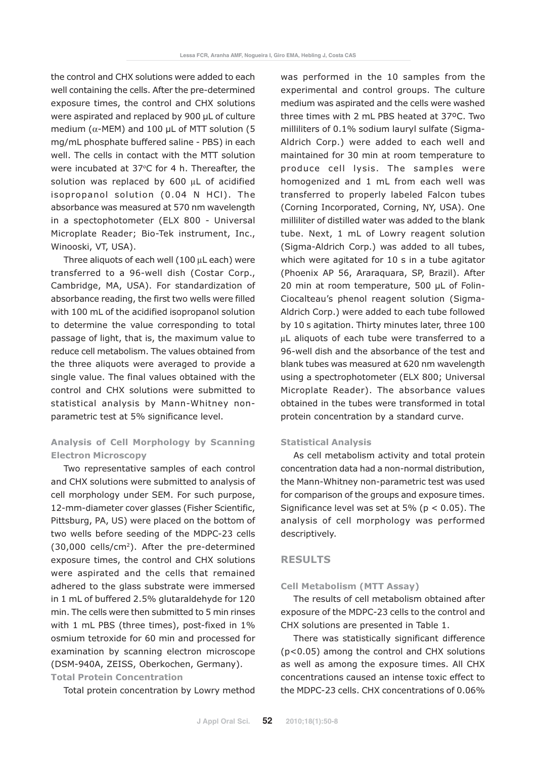the control and CHX solutions were added to each well containing the cells. After the pre-determined exposure times, the control and CHX solutions were aspirated and replaced by 900 µL of culture medium (α-MEM) and 100 µL of MTT solution (5 mg/mL phosphate buffered saline - PBS) in each well. The cells in contact with the MTT solution were incubated at 37°C for 4 h. Thereafter, the solution was replaced by 600 µL of acidified isopropanol solution (0.04 N HCl). The absorbance was measured at 570 nm wavelength in a spectophotometer (ELX 800 - Universal Microplate Reader; Bio-Tek instrument, Inc., Winooski, VT, USA).

Three aliquots of each well (100 µL each) were transferred to a 96-well dish (Costar Corp., Cambridge, MA, USA). For standardization of absorbance reading, the first two wells were filled with 100 mL of the acidified isopropanol solution to determine the value corresponding to total passage of light, that is, the maximum value to reduce cell metabolism. The values obtained from the three aliquots were averaged to provide a single value. The final values obtained with the control and CHX solutions were submitted to statistical analysis by Mann-Whitney non-parametric test at 5% significance level.

### Analysis of Cell Morphology by Scanning Electron Microscopy

Two representative samples of each control and CHX solutions were submitted to analysis of cell morphology under SEM. For such purpose, 12-mm-diameter cover glasses (Fisher Scientific, Pittsburg, PA, US) were placed on the bottom of two wells before seeding of the MDPC-23 cells (30,000 cells/cm$^2$). After the pre-determined exposure times, the control and CHX solutions were aspirated and the cells that remained adhered to the glass substrate were immersed in 1 mL of buffered 2.5% glutaraldehyde for 120 min. The cells were then submitted to 5 min rinses with 1 mL PBS (three times), post-fixed in 1% osmium tetroxide for 60 min and processed for examination by scanning electron microscope (DSM-940A, ZEISS, Oberkochen, Germany).

### Total Protein Concentration

Total protein concentration by Lowry method was performed in the 10 samples from the experimental and control groups. The culture medium was aspirated and the cells were washed three times with 2 mL PBS heated at 37ºC. Two milliliters of 0.1% sodium lauryl sulfate (Sigma-Aldrich Corp.) were added to each well and maintained for 30 min at room temperature to produce cell lysis. The samples were homogenized and 1 mL from each well was transferred to properly labeled Falcon tubes (Corning Incorporated, Corning, NY, USA). One milliliter of distilled water was added to the blank tube. Next, 1 mL of Lowry reagent solution (Sigma-Aldrich Corp.) was added to all tubes, which were agitated for 10 s in a tube agitator (Phoenix AP 56, Araraquara, SP, Brazil). After 20 min at room temperature, 500 µL of Folin-Ciocalteau's phenol reagent solution (Sigma-Aldrich Corp.) were added to each tube followed by 10 s agitation. Thirty minutes later, three 100 µL aliquots of each tube were transferred to a 96-well dish and the absorbance of the test and blank tubes was measured at 620 nm wavelength using a spectrophotometer (ELX 800; Universal Microplate Reader). The absorbance values obtained in the tubes were transformed in total protein concentration by a standard curve.

### Statistical Analysis

As cell metabolism activity and total protein concentration data had a non-normal distribution, the Mann-Whitney non-parametric test was used for comparison of the groups and exposure times. Significance level was set at 5% ($p < 0.05$). The analysis of cell morphology was performed descriptively.

## RESULTS

### Cell Metabolism (MTT Assay)

The results of cell metabolism obtained after exposure of the MDPC-23 cells to the control and CHX solutions are presented in Table 1.

There was statistically significant difference ($p<0.05$) among the control and CHX solutions as well as among the exposure times. All CHX concentrations caused an intense toxic effect to the MDPC-23 cells. CHX concentrations of 0.06%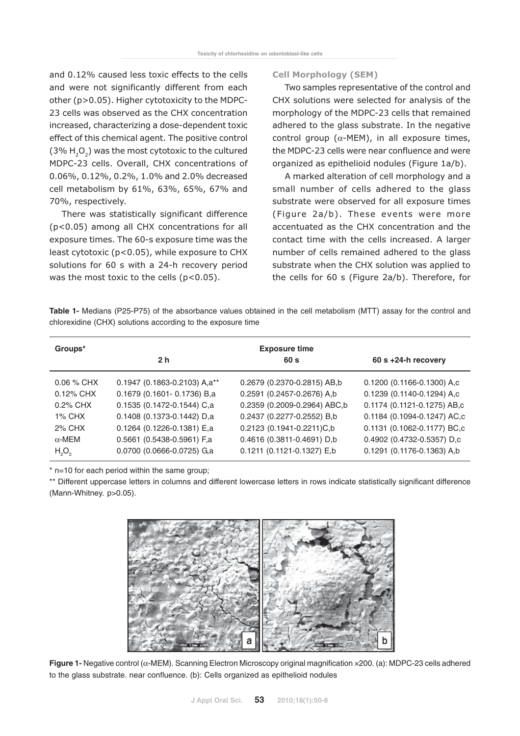and 0.12% caused less toxic effects to the cells and were not significantly different from each other ($p>0.05$). Higher cytotoxicity to the MDPC-23 cells was observed as the CHX concentration increased, characterizing a dose-dependent toxic effect of this chemical agent. The positive control (3% $H_2O_2$) was the most cytotoxic to the cultured MDPC-23 cells. Overall, CHX concentrations of 0.06%, 0.12%, 0.2%, 1.0% and 2.0% decreased cell metabolism by 61%, 63%, 65%, 67% and 70%, respectively.

There was statistically significant difference ($p<0.05$) among all CHX concentrations for all exposure times. The 60-s exposure time was the least cytotoxic ($p<0.05$), while exposure to CHX solutions for 60 s with a 24-h recovery period was the most toxic to the cells ($p<0.05$).

### Cell Morphology (SEM)

Two samples representative of the control and CHX solutions were selected for analysis of the morphology of the MDPC-23 cells that remained adhered to the glass substrate. In the negative control group (α-MEM), in all exposure times, the MDPC-23 cells were near confluence and were organized as epithelioid nodules (Figure 1a/b).

A marked alteration of cell morphology and a small number of cells adhered to the glass substrate were observed for all exposure times (Figure 2a/b). These events were more accentuated as the CHX concentration and the contact time with the cells increased. A larger number of cells remained adhered to the glass substrate when the CHX solution was applied to the cells for 60 s (Figure 2a/b). Therefore, for

**Table 1-** Medians (P25-P75) of the absorbance values obtained in the cell metabolism (MTT) assay for the control and chlorexidine (CHX) solutions according to the exposure time

| Groups* | Exposure time | | |
|---|---|---|---|
| | 2 h | 60 s | 60 s +24-h recovery |
| 0.06 % CHX | 0.1947 (0.1863-0.2103) A,a** | 0.2679 (0.2370-0.2815) AB,b | 0.1200 (0.1166-0.1300) A,c |
| 0.12% CHX | 0.1679 (0.1601- 0.1736) B,a | 0.2591 (0.2457-0.2676) A,b | 0.1239 (0.1140-0.1294) A,c |
| 0.2% CHX | 0.1535 (0.1472-0.1544) C,a | 0.2359 (0.2009-0.2964) ABC,b | 0.1174 (0.1121-0.1275) AB,c |
| 1% CHX | 0.1408 (0.1373-0.1442) D,a | 0.2437 (0.2277-0.2552) B,b | 0.1184 (0.1094-0.1247) AC,c |
| 2% CHX | 0.1264 (0.1226-0.1381) E,a | 0.2123 (0.1941-0.2211)C,b | 0.1131 (0.1062-0.1177) BC,c |
| α-MEM | 0.5661 (0.5438-0.5961) F,a | 0.4616 (0.3811-0.4691) D,b | 0.4902 (0.4732-0.5357) D,c |
| $H_2O_2$ | 0.0700 (0.0666-0.0725) G,a | 0.1211 (0.1121-0.1327) E,b | 0.1291 (0.1176-0.1363) A,b |

* n=10 for each period within the same group;

** Different uppercase letters in columns and different lowercase letters in rows indicate statistically significant difference (Mann-Whitney. $p>0.05$).

**Figure 1-** Negative control (α-MEM). Scanning Electron Microscopy original magnification ×200. (a): MDPC-23 cells adhered to the glass substrate. near confluence. (b): Cells organized as epithelioid nodules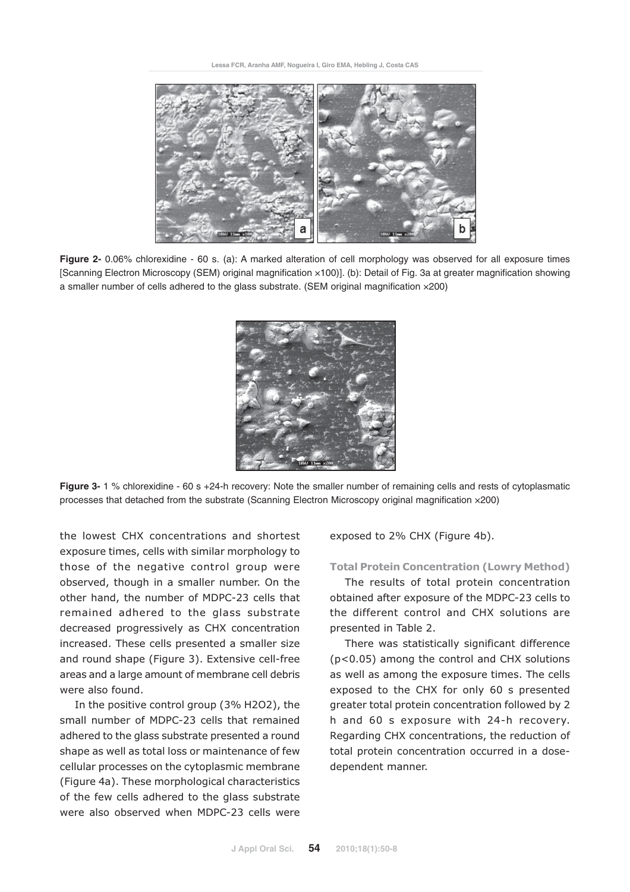**Figure 2-** 0.06% chlorexidine - 60 s. (a): A marked alteration of cell morphology was observed for all exposure times [Scanning Electron Microscopy (SEM) original magnification ×100)]. (b): Detail of Fig. 3a at greater magnification showing a smaller number of cells adhered to the glass substrate. (SEM original magnification ×200)

**Figure 3-** 1 % chlorexidine - 60 s +24-h recovery: Note the smaller number of remaining cells and rests of cytoplasmatic processes that detached from the substrate (Scanning Electron Microscopy original magnification ×200)

the lowest CHX concentrations and shortest exposure times, cells with similar morphology to those of the negative control group were observed, though in a smaller number. On the other hand, the number of MDPC-23 cells that remained adhered to the glass substrate decreased progressively as CHX concentration increased. These cells presented a smaller size and round shape (Figure 3). Extensive cell-free areas and a large amount of membrane cell debris were also found.

In the positive control group (3% $H_2O_2$), the small number of MDPC-23 cells that remained adhered to the glass substrate presented a round shape as well as total loss or maintenance of few cellular processes on the cytoplasmic membrane (Figure 4a). These morphological characteristics of the few cells adhered to the glass substrate were also observed when MDPC-23 cells were exposed to 2% CHX (Figure 4b).

### Total Protein Concentration (Lowry Method)

The results of total protein concentration obtained after exposure of the MDPC-23 cells to the different control and CHX solutions are presented in Table 2.

There was statistically significant difference ($p<0.05$) among the control and CHX solutions as well as among the exposure times. The cells exposed to the CHX for only 60 s presented greater total protein concentration followed by 2 h and 60 s exposure with 24-h recovery. Regarding CHX concentrations, the reduction of total protein concentration occurred in a dose-dependent manner.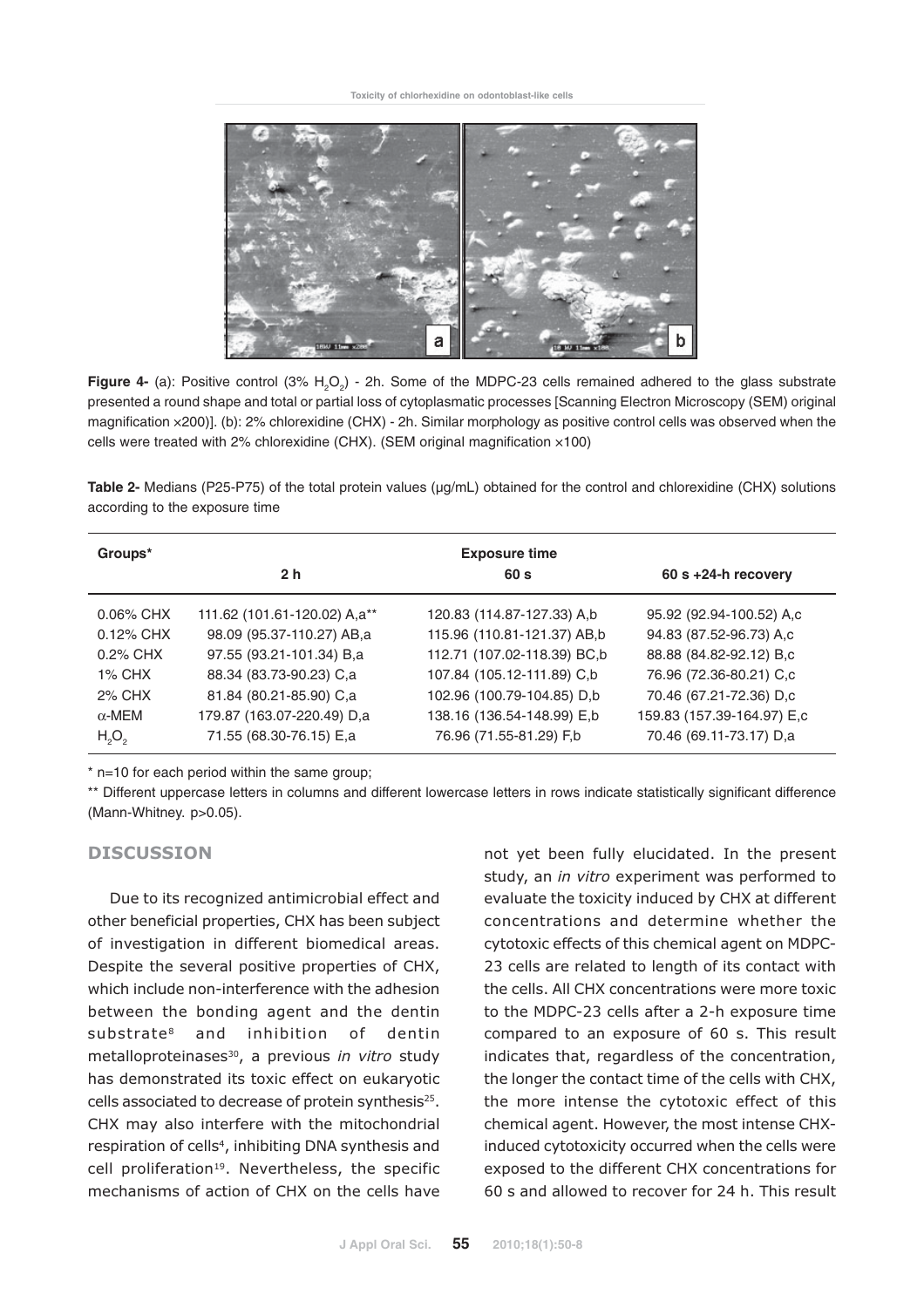**Figure 4-** (a): Positive control (3% $H_2O_2$) - 2h. Some of the MDPC-23 cells remained adhered to the glass substrate presented a round shape and total or partial loss of cytoplasmatic processes [Scanning Electron Microscopy (SEM) original magnification ×200)]. (b): 2% chlorexidine (CHX) - 2h. Similar morphology as positive control cells was observed when the cells were treated with 2% chlorexidine (CHX). (SEM original magnification ×100)

**Table 2-** Medians (P25-P75) of the total protein values (μg/mL) obtained for the control and chlorexidine (CHX) solutions according to the exposure time

| Groups* | Exposure time | | |
|---|---|---|---|
| | 2 h | 60 s | 60 s +24-h recovery |
| 0.06% CHX | 111.62 (101.61-120.02) A,a** | 120.83 (114.87-127.33) A,b | 95.92 (92.94-100.52) A,c |
| 0.12% CHX | 98.09 (95.37-110.27) AB,a | 115.96 (110.81-121.37) AB,b | 94.83 (87.52-96.73) A,c |
| 0.2% CHX | 97.55 (93.21-101.34) B,a | 112.71 (107.02-118.39) BC,b | 88.88 (84.82-92.12) B,c |
| 1% CHX | 88.34 (83.73-90.23) C,a | 107.84 (105.12-111.89) C,b | 76.96 (72.36-80.21) C,c |
| 2% CHX | 81.84 (80.21-85.90) C,a | 102.96 (100.79-104.85) D,b | 70.46 (67.21-72.36) D,c |
| α-MEM | 179.87 (163.07-220.49) D,a | 138.16 (136.54-148.99) E,b | 159.83 (157.39-164.97) E,c |
| $H_2O_2$ | 71.55 (68.30-76.15) E,a | 76.96 (71.55-81.29) F,b | 70.46 (69.11-73.17) D,a |

\* n=10 for each period within the same group;

\*\* Different uppercase letters in columns and different lowercase letters in rows indicate statistically significant difference (Mann-Whitney. p>0.05).

## DISCUSSION

Due to its recognized antimicrobial effect and other beneficial properties, CHX has been subject of investigation in different biomedical areas. Despite the several positive properties of CHX, which include non-interference with the adhesion between the bonding agent and the dentin substrate[8] and inhibition of dentin metalloproteinases[30], a previous *in vitro* study has demonstrated its toxic effect on eukaryotic cells associated to decrease of protein synthesis[25]. CHX may also interfere with the mitochondrial respiration of cells[4], inhibiting DNA synthesis and cell proliferation[19]. Nevertheless, the specific mechanisms of action of CHX on the cells have not yet been fully elucidated. In the present study, an *in vitro* experiment was performed to evaluate the toxicity induced by CHX at different concentrations and determine whether the cytotoxic effects of this chemical agent on MDPC-23 cells are related to length of its contact with the cells. All CHX concentrations were more toxic to the MDPC-23 cells after a 2-h exposure time compared to an exposure of 60 s. This result indicates that, regardless of the concentration, the longer the contact time of the cells with CHX, the more intense the cytotoxic effect of this chemical agent. However, the most intense CHX-induced cytotoxicity occurred when the cells were exposed to the different CHX concentrations for 60 s and allowed to recover for 24 h. This result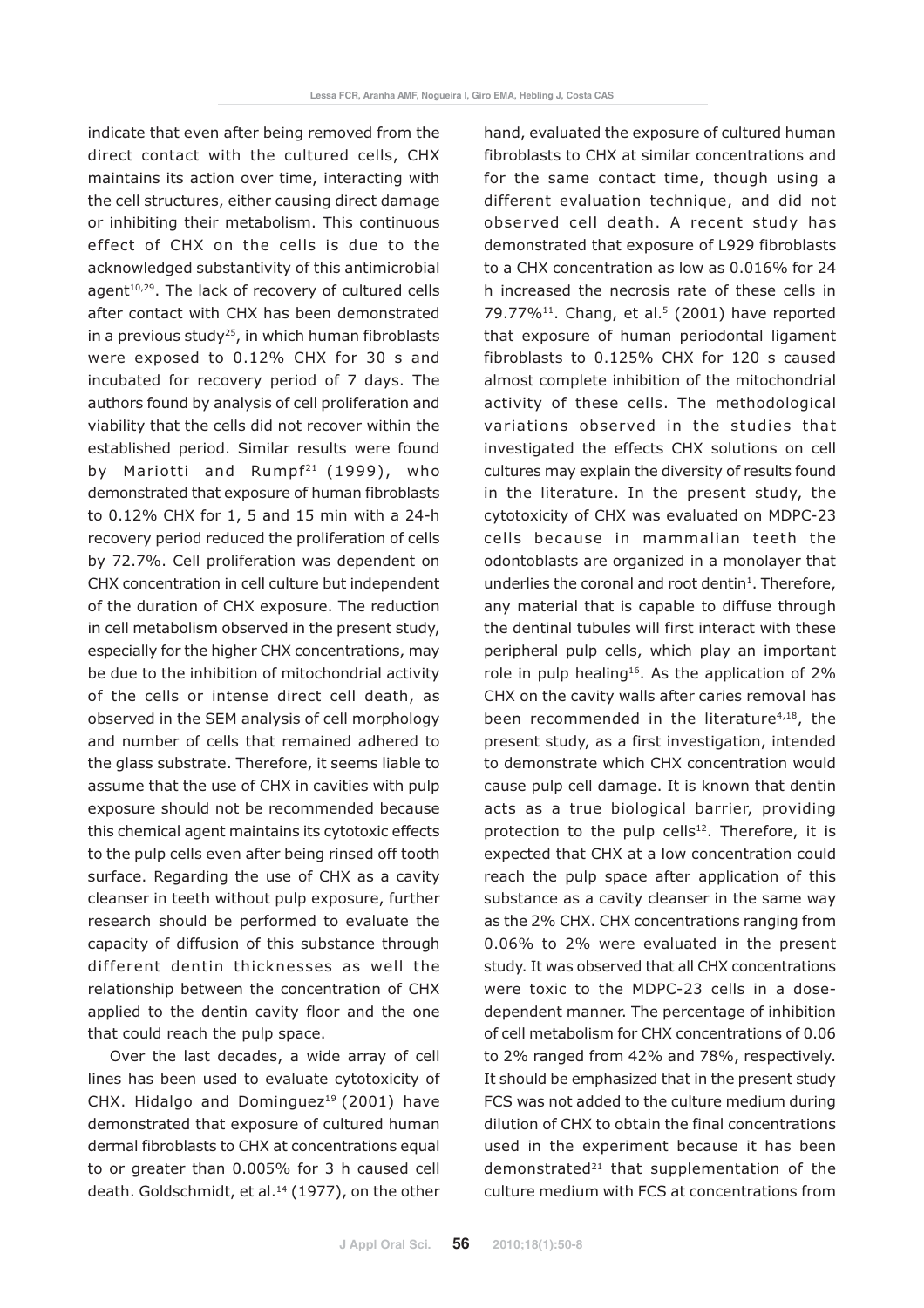indicate that even after being removed from the direct contact with the cultured cells, CHX maintains its action over time, interacting with the cell structures, either causing direct damage or inhibiting their metabolism. This continuous effect of CHX on the cells is due to the acknowledged substantivity of this antimicrobial agent[10,29]. The lack of recovery of cultured cells after contact with CHX has been demonstrated in a previous study[25], in which human fibroblasts were exposed to 0.12% CHX for 30 s and incubated for recovery period of 7 days. The authors found by analysis of cell proliferation and viability that the cells did not recover within the established period. Similar results were found by Mariotti and Rumpf[21] (1999), who demonstrated that exposure of human fibroblasts to 0.12% CHX for 1, 5 and 15 min with a 24-h recovery period reduced the proliferation of cells by 72.7%. Cell proliferation was dependent on CHX concentration in cell culture but independent of the duration of CHX exposure. The reduction in cell metabolism observed in the present study, especially for the higher CHX concentrations, may be due to the inhibition of mitochondrial activity of the cells or intense direct cell death, as observed in the SEM analysis of cell morphology and number of cells that remained adhered to the glass substrate. Therefore, it seems liable to assume that the use of CHX in cavities with pulp exposure should not be recommended because this chemical agent maintains its cytotoxic effects to the pulp cells even after being rinsed off tooth surface. Regarding the use of CHX as a cavity cleanser in teeth without pulp exposure, further research should be performed to evaluate the capacity of diffusion of this substance through different dentin thicknesses as well the relationship between the concentration of CHX applied to the dentin cavity floor and the one that could reach the pulp space.

Over the last decades, a wide array of cell lines has been used to evaluate cytotoxicity of CHX. Hidalgo and Dominguez[19] (2001) have demonstrated that exposure of cultured human dermal fibroblasts to CHX at concentrations equal to or greater than 0.005% for 3 h caused cell death. Goldschmidt, et al.[14] (1977), on the other hand, evaluated the exposure of cultured human fibroblasts to CHX at similar concentrations and for the same contact time, though using a different evaluation technique, and did not observed cell death. A recent study has demonstrated that exposure of L929 fibroblasts to a CHX concentration as low as 0.016% for 24 h increased the necrosis rate of these cells in 79.77%[11]. Chang, et al.[5] (2001) have reported that exposure of human periodontal ligament fibroblasts to 0.125% CHX for 120 s caused almost complete inhibition of the mitochondrial activity of these cells. The methodological variations observed in the studies that investigated the effects CHX solutions on cell cultures may explain the diversity of results found in the literature. In the present study, the cytotoxicity of CHX was evaluated on MDPC-23 cells because in mammalian teeth the odontoblasts are organized in a monolayer that underlies the coronal and root dentin[1]. Therefore, any material that is capable to diffuse through the dentinal tubules will first interact with these peripheral pulp cells, which play an important role in pulp healing[16]. As the application of 2% CHX on the cavity walls after caries removal has been recommended in the literature[4,18], the present study, as a first investigation, intended to demonstrate which CHX concentration would cause pulp cell damage. It is known that dentin acts as a true biological barrier, providing protection to the pulp cells[12]. Therefore, it is expected that CHX at a low concentration could reach the pulp space after application of this substance as a cavity cleanser in the same way as the 2% CHX. CHX concentrations ranging from 0.06% to 2% were evaluated in the present study. It was observed that all CHX concentrations were toxic to the MDPC-23 cells in a dose-dependent manner. The percentage of inhibition of cell metabolism for CHX concentrations of 0.06 to 2% ranged from 42% and 78%, respectively. It should be emphasized that in the present study FCS was not added to the culture medium during dilution of CHX to obtain the final concentrations used in the experiment because it has been demonstrated[21] that supplementation of the culture medium with FCS at concentrations from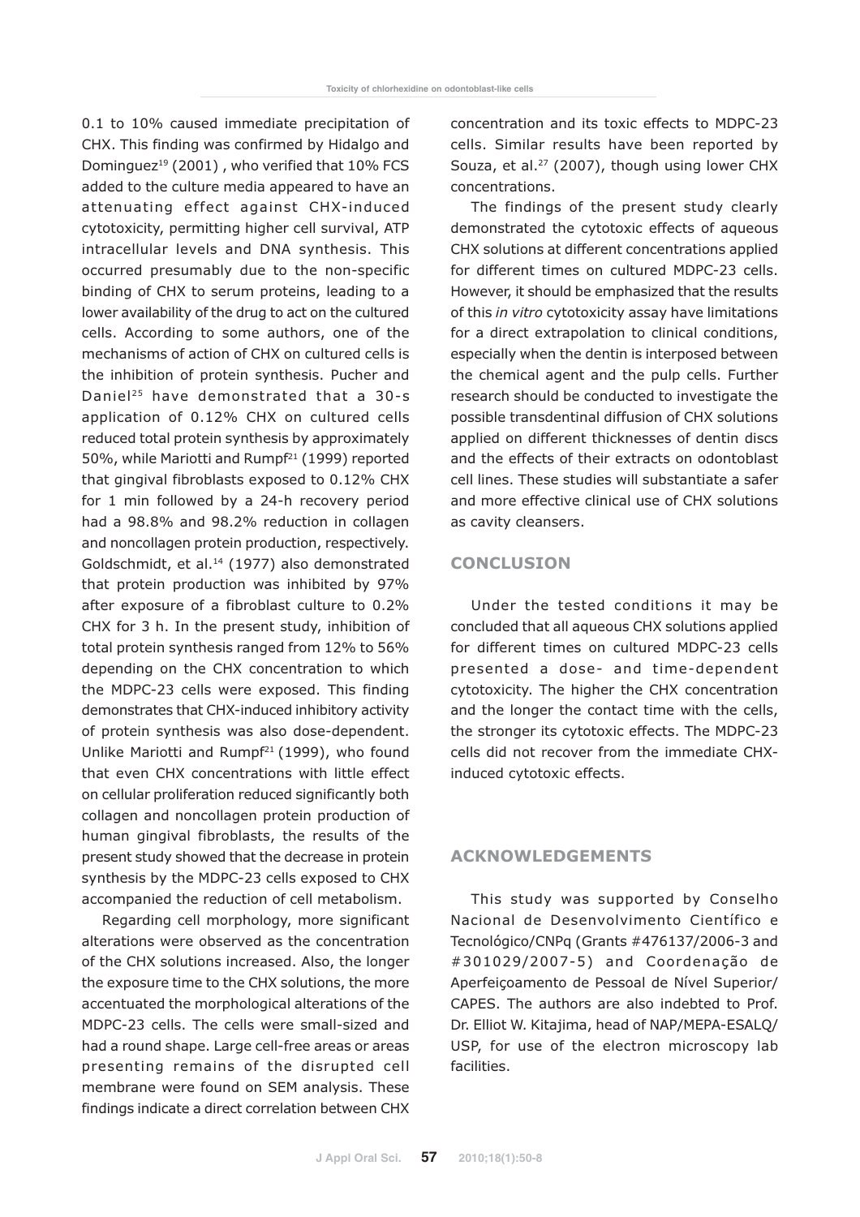0.1 to 10% caused immediate precipitation of CHX. This finding was confirmed by Hidalgo and Dominguez[19] (2001) , who verified that 10% FCS added to the culture media appeared to have an attenuating effect against CHX-induced cytotoxicity, permitting higher cell survival, ATP intracellular levels and DNA synthesis. This occurred presumably due to the non-specific binding of CHX to serum proteins, leading to a lower availability of the drug to act on the cultured cells. According to some authors, one of the mechanisms of action of CHX on cultured cells is the inhibition of protein synthesis. Pucher and Daniel[25] have demonstrated that a 30-s application of 0.12% CHX on cultured cells reduced total protein synthesis by approximately 50%, while Mariotti and Rumpf[21] (1999) reported that gingival fibroblasts exposed to 0.12% CHX for 1 min followed by a 24-h recovery period had a 98.8% and 98.2% reduction in collagen and noncollagen protein production, respectively. Goldschmidt, et al.[14] (1977) also demonstrated that protein production was inhibited by 97% after exposure of a fibroblast culture to 0.2% CHX for 3 h. In the present study, inhibition of total protein synthesis ranged from 12% to 56% depending on the CHX concentration to which the MDPC-23 cells were exposed. This finding demonstrates that CHX-induced inhibitory activity of protein synthesis was also dose-dependent. Unlike Mariotti and Rumpf[21] (1999), who found that even CHX concentrations with little effect on cellular proliferation reduced significantly both collagen and noncollagen protein production of human gingival fibroblasts, the results of the present study showed that the decrease in protein synthesis by the MDPC-23 cells exposed to CHX accompanied the reduction of cell metabolism.

Regarding cell morphology, more significant alterations were observed as the concentration of the CHX solutions increased. Also, the longer the exposure time to the CHX solutions, the more accentuated the morphological alterations of the MDPC-23 cells. The cells were small-sized and had a round shape. Large cell-free areas or areas presenting remains of the disrupted cell membrane were found on SEM analysis. These findings indicate a direct correlation between CHX concentration and its toxic effects to MDPC-23 cells. Similar results have been reported by Souza, et al.[27] (2007), though using lower CHX concentrations.

The findings of the present study clearly demonstrated the cytotoxic effects of aqueous CHX solutions at different concentrations applied for different times on cultured MDPC-23 cells. However, it should be emphasized that the results of this *in vitro* cytotoxicity assay have limitations for a direct extrapolation to clinical conditions, especially when the dentin is interposed between the chemical agent and the pulp cells. Further research should be conducted to investigate the possible transdentinal diffusion of CHX solutions applied on different thicknesses of dentin discs and the effects of their extracts on odontoblast cell lines. These studies will substantiate a safer and more effective clinical use of CHX solutions as cavity cleansers.

## CONCLUSION

Under the tested conditions it may be concluded that all aqueous CHX solutions applied for different times on cultured MDPC-23 cells presented a dose- and time-dependent cytotoxicity. The higher the CHX concentration and the longer the contact time with the cells, the stronger its cytotoxic effects. The MDPC-23 cells did not recover from the immediate CHX-induced cytotoxic effects.

## ACKNOWLEDGEMENTS

This study was supported by Conselho Nacional de Desenvolvimento Científico e Tecnológico/CNPq (Grants #476137/2006-3 and #301029/2007-5) and Coordenação de Aperfeiçoamento de Pessoal de Nível Superior/CAPES. The authors are also indebted to Prof. Dr. Elliot W. Kitajima, head of NAP/MEPA-ESALQ/USP, for use of the electron microscopy lab facilities.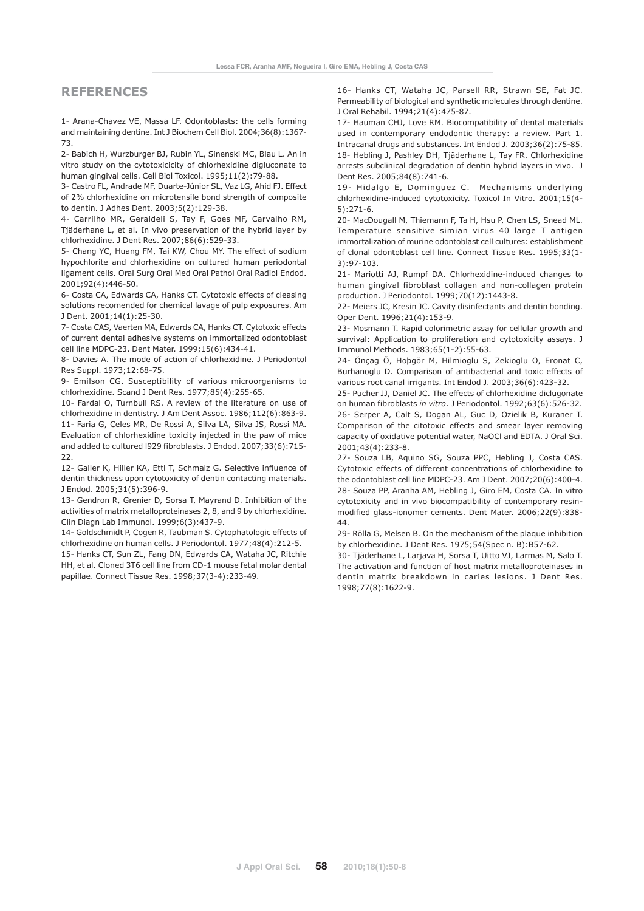## REFERENCES

1- Arana-Chavez VE, Massa LF. Odontoblasts: the cells forming and maintaining dentine. Int J Biochem Cell Biol. 2004;36(8):1367-73.

2- Babich H, Wurzburger BJ, Rubin YL, Sinenski MC, Blau L. An in vitro study on the cytotoxicicity of chlorhexidine digluconate to human gingival cells. Cell Biol Toxicol. 1995;11(2):79-88.

3- Castro FL, Andrade MF, Duarte-Júnior SL, Vaz LG, Ahid FJ. Effect of 2% chlorhexidine on microtensile bond strength of composite to dentin. J Adhes Dent. 2003;5(2):129-38.

4- Carrilho MR, Geraldeli S, Tay F, Goes MF, Carvalho RM, Tjäderhane L, et al. In vivo preservation of the hybrid layer by chlorhexidine. J Dent Res. 2007;86(6):529-33.

5- Chang YC, Huang FM, Tai KW, Chou MY. The effect of sodium hypochlorite and chlorhexidine on cultured human periodontal ligament cells. Oral Surg Oral Med Oral Pathol Oral Radiol Endod. 2001;92(4):446-50.

6- Costa CA, Edwards CA, Hanks CT. Cytotoxic effects of cleasing solutions recomended for chemical lavage of pulp exposures. Am J Dent. 2001;14(1):25-30.

7- Costa CAS, Vaerten MA, Edwards CA, Hanks CT. Cytotoxic effects of current dental adhesive systems on immortalized odontoblast cell line MDPC-23. Dent Mater. 1999;15(6):434-41.

8- Davies A. The mode of action of chlorhexidine. J Periodontol Res Suppl. 1973;12:68-75.

9- Emilson CG. Susceptibility of various microorganisms to chlorhexidine. Scand J Dent Res. 1977;85(4):255-65.

10- Fardal O, Turnbull RS. A review of the literature on use of chlorhexidine in dentistry. J Am Dent Assoc. 1986;112(6):863-9.

11- Faria G, Celes MR, De Rossi A, Silva LA, Silva JS, Rossi MA. Evaluation of chlorhexidine toxicity injected in the paw of mice and added to cultured l929 fibroblasts. J Endod. 2007;33(6):715-22.

12- Galler K, Hiller KA, Ettl T, Schmalz G. Selective influence of dentin thickness upon cytotoxicity of dentin contacting materials. J Endod. 2005;31(5):396-9.

13- Gendron R, Grenier D, Sorsa T, Mayrand D. Inhibition of the activities of matrix metalloproteinases 2, 8, and 9 by chlorhexidine. Clin Diagn Lab Immunol. 1999;6(3):437-9.

14- Goldschmidt P, Cogen R, Taubman S. Cytophatologic effects of chlorhexidine on human cells. J Periodontol. 1977;48(4):212-5.

15- Hanks CT, Sun ZL, Fang DN, Edwards CA, Wataha JC, Ritchie HH, et al. Cloned 3T6 cell line from CD-1 mouse fetal molar dental papillae. Connect Tissue Res. 1998;37(3-4):233-49.

16- Hanks CT, Wataha JC, Parsell RR, Strawn SE, Fat JC. Permeability of biological and synthetic molecules through dentine. J Oral Rehabil. 1994;21(4):475-87.

17- Hauman CHJ, Love RM. Biocompatibility of dental materials used in contemporary endodontic therapy: a review. Part 1. Intracanal drugs and substances. Int Endod J. 2003;36(2):75-85.

18- Hebling J, Pashley DH, Tjäderhane L, Tay FR. Chlorhexidine arrests subclinical degradation of dentin hybrid layers in vivo. J Dent Res. 2005;84(8):741-6.

19- Hidalgo E, Dominguez C. Mechanisms underlying chlorhexidine-induced cytotoxicity. Toxicol In Vitro. 2001;15(4-5):271-6.

20- MacDougall M, Thiemann F, Ta H, Hsu P, Chen LS, Snead ML. Temperature sensitive simian virus 40 large T antigen immortalization of murine odontoblast cell cultures: establishment of clonal odontoblast cell line. Connect Tissue Res. 1995;33(1-3):97-103.

21- Mariotti AJ, Rumpf DA. Chlorhexidine-induced changes to human gingival fibroblast collagen and non-collagen protein production. J Periodontol. 1999;70(12):1443-8.

22- Meiers JC, Kresin JC. Cavity disinfectants and dentin bonding. Oper Dent. 1996;21(4):153-9.

23- Mosmann T. Rapid colorimetric assay for cellular growth and survival: Application to proliferation and cytotoxicity assays. J Immunol Methods. 1983;65(1-2):55-63.

24- Önçag Ö, Hoþgör M, Hilmioglu S, Zekioglu O, Eronat C, Burhanoglu D. Comparison of antibacterial and toxic effects of various root canal irrigants. Int Endod J. 2003;36(6):423-32.

25- Pucher JJ, Daniel JC. The effects of chlorhexidine diclugonate on human fibroblasts *in vitro*. J Periodontol. 1992;63(6):526-32.

26- Serper A, Calt S, Dogan AL, Guc D, Ozielik B, Kuraner T. Comparison of the citotoxic effects and smear layer removing capacity of oxidative potential water, NaOCl and EDTA. J Oral Sci. 2001;43(4):233-8.

27- Souza LB, Aquino SG, Souza PPC, Hebling J, Costa CAS. Cytotoxic effects of different concentrations of chlorhexidine to the odontoblast cell line MDPC-23. Am J Dent. 2007;20(6):400-4.

28- Souza PP, Aranha AM, Hebling J, Giro EM, Costa CA. In vitro cytotoxicity and in vivo biocompatibility of contemporary resin-modified glass-ionomer cements. Dent Mater. 2006;22(9):838-44.

29- Rölla G, Melsen B. On the mechanism of the plaque inhibition by chlorhexidine. J Dent Res. 1975;54(Spec n. B):B57-62.

30- Tjäderhane L, Larjava H, Sorsa T, Uitto VJ, Larmas M, Salo T. The activation and function of host matrix metalloproteinases in dentin matrix breakdown in caries lesions. J Dent Res. 1998;77(8):1622-9.